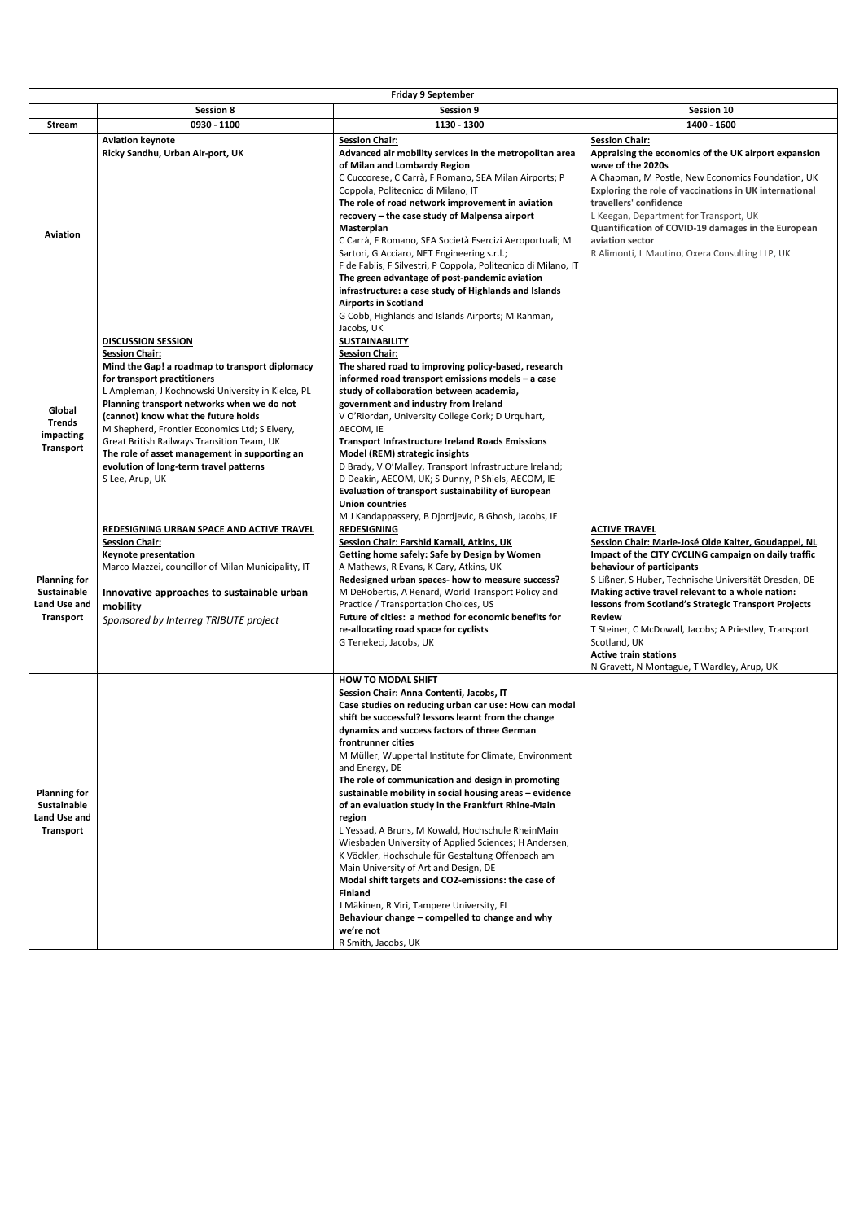| Friday 9 September | | | |
|---|---|---|---|
| | **Session 8** | **Session 9** | **Session 10** |
| **Stream** | **0930 - 1100** | **1130 - 1300** | **1400 - 1600** |
| **Aviation** | **Aviation keynote**<br>**Ricky Sandhu, Urban Air-port, UK** | **Session Chair:**<br>**Advanced air mobility services in the metropolitan area of Milan and Lombardy Region**<br>C Cuccorese, C Carrà, F Romano, SEA Milan Airports; P Coppola, Politecnico di Milano, IT<br>**The role of road network improvement in aviation recovery – the case study of Malpensa airport Masterplan**<br>C Carrà, F Romano, SEA Società Esercizi Aeroportuali; M Sartori, G Acciaro, NET Engineering s.r.l.;<br>F de Fabiis, F Silvestri, P Coppola, Politecnico di Milano, IT<br>**The green advantage of post-pandemic aviation infrastructure: a case study of Highlands and Islands Airports in Scotland**<br>G Cobb, Highlands and Islands Airports; M Rahman, Jacobs, UK | **Session Chair:**<br>**Appraising the economics of the UK airport expansion wave of the 2020s**<br>A Chapman, M Postle, New Economics Foundation, UK<br>**Exploring the role of vaccinations in UK international travellers' confidence**<br>L Keegan, Department for Transport, UK<br>**Quantification of COVID-19 damages in the European aviation sector**<br>R Alimonti, L Mautino, Oxera Consulting LLP, UK |
| **Global Trends impacting Transport** | **DISCUSSION SESSION**<br>**Session Chair:**<br>**Mind the Gap! a roadmap to transport diplomacy for transport practitioners**<br>L Ampleman, J Kochnowski University in Kielce, PL<br>**Planning transport networks when we do not (cannot) know what the future holds**<br>M Shepherd, Frontier Economics Ltd; S Elvery, Great British Railways Transition Team, UK<br>**The role of asset management in supporting an evolution of long-term travel patterns**<br>S Lee, Arup, UK | **SUSTAINABILITY**<br>**Session Chair:**<br>**The shared road to improving policy-based, research informed road transport emissions models – a case study of collaboration between academia, government and industry from Ireland**<br>V O'Riordan, University College Cork; D Urquhart, AECOM, IE<br>**Transport Infrastructure Ireland Roads Emissions Model (REM) strategic insights**<br>D Brady, V O'Malley, Transport Infrastructure Ireland; D Deakin, AECOM, UK; S Dunny, P Shiels, AECOM, IE<br>**Evaluation of transport sustainability of European Union countries**<br>M J Kandappassery, B Djordjevic, B Ghosh, Jacobs, IE | |
| **Planning for Sustainable Land Use and Transport** | **REDESIGNING URBAN SPACE AND ACTIVE TRAVEL**<br>**Session Chair:**<br>**Keynote presentation**<br>Marco Mazzei, councillor of Milan Municipality, IT<br><br>**Innovative approaches to sustainable urban mobility**<br>*Sponsored by Interreg TRIBUTE project* | **REDESIGNING**<br>**Session Chair: Farshid Kamali, Atkins, UK**<br>**Getting home safely: Safe by Design by Women**<br>A Mathews, R Evans, K Cary, Atkins, UK<br>**Redesigned urban spaces- how to measure success?**<br>M DeRobertis, A Renard, World Transport Policy and Practice / Transportation Choices, US<br>**Future of cities: a method for economic benefits for re-allocating road space for cyclists**<br>G Tenekeci, Jacobs, UK | **ACTIVE TRAVEL**<br>**Session Chair: Marie-José Olde Kalter, Goudappel, NL**<br>**Impact of the CITY CYCLING campaign on daily traffic behaviour of participants**<br>S Lißner, S Huber, Technische Universität Dresden, DE<br>**Making active travel relevant to a whole nation: lessons from Scotland's Strategic Transport Projects Review**<br>T Steiner, C McDowall, Jacobs; A Priestley, Transport Scotland, UK<br>**Active train stations**<br>N Gravett, N Montague, T Wardley, Arup, UK |
| **Planning for Sustainable Land Use and Transport** | | **HOW TO MODAL SHIFT**<br>**Session Chair: Anna Contenti, Jacobs, IT**<br>**Case studies on reducing urban car use: How can modal shift be successful? lessons learnt from the change dynamics and success factors of three German frontrunner cities**<br>M Müller, Wuppertal Institute for Climate, Environment and Energy, DE<br>**The role of communication and design in promoting sustainable mobility in social housing areas – evidence of an evaluation study in the Frankfurt Rhine-Main region**<br>L Yessad, A Bruns, M Kowald, Hochschule RheinMain Wiesbaden University of Applied Sciences; H Andersen, K Vöckler, Hochschule für Gestaltung Offenbach am Main University of Art and Design, DE<br>**Modal shift targets and CO2-emissions: the case of Finland**<br>J Mäkinen, R Viri, Tampere University, FI<br>**Behaviour change – compelled to change and why we're not**<br>R Smith, Jacobs, UK | |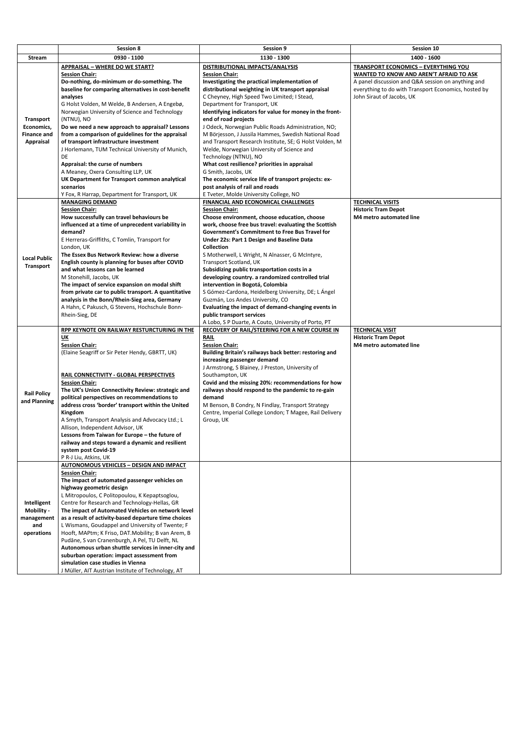| | Session 8 | Session 9 | Session 10 |
|---|---|---|---|
| **Stream** | **0930 - 1100** | **1130 - 1300** | **1400 - 1600** |
| **Transport Economics, Finance and Appraisal** | **APPRAISAL – WHERE DO WE START?**<br>**Session Chair:**<br>**Do-nothing, do-minimum or do-something. The baseline for comparing alternatives in cost-benefit analyses**<br>G Holst Volden, M Welde, B Andersen, A Engebø, Norwegian University of Science and Technology (NTNU), NO<br>**Do we need a new approach to appraisal? Lessons from a comparison of guidelines for the appraisal of transport infrastructure investment**<br>J Horlemann, TUM Technical University of Munich, DE<br>**Appraisal: the curse of numbers**<br>A Meaney, Oxera Consulting LLP, UK<br>**UK Department for Transport common analytical scenarios**<br>Y Fox, R Harrap, Department for Transport, UK | **DISTRIBUTIONAL IMPACTS/ANALYSIS**<br>**Session Chair:**<br>**Investigating the practical implementation of distributional weighting in UK transport appraisal**<br>C Cheyney, High Speed Two Limited; I Stead, Department for Transport, UK<br>**Identifying indicators for value for money in the front-end of road projects**<br>J Odeck, Norwegian Public Roads Administration, NO; M Börjesson, J Jussila Hammes, Swedish National Road and Transport Research Institute, SE; G Holst Volden, M Welde, Norwegian University of Science and Technology (NTNU), NO<br>**What cost resilience? priorities in appraisal**<br>G Smith, Jacobs, UK<br>**The economic service life of transport projects: ex-post analysis of rail and roads**<br>E Tveter, Molde University College, NO | **TRANSPORT ECONOMICS – EVERYTHING YOU WANTED TO KNOW AND AREN'T AFRAID TO ASK**<br>A panel discussion and Q&A session on anything and everything to do with Transport Economics, hosted by John Siraut of Jacobs, UK |
| **Local Public Transport** | **MANAGING DEMAND**<br>**Session Chair:**<br>**How successfully can travel behaviours be influenced at a time of unprecedent variability in demand?**<br>E Herreras-Griffiths, C Tomlin, Transport for London, UK<br>**The Essex Bus Network Review: how a diverse English county is planning for buses after COVID and what lessons can be learned**<br>M Stonehill, Jacobs, UK<br>**The impact of service expansion on modal shift from private car to public transport. A quantitative analysis in the Bonn/Rhein-Sieg area, Germany**<br>A Hahn, C Pakusch, G Stevens, Hochschule Bonn-Rhein-Sieg, DE | **FINANCIAL AND ECONOMICAL CHALLENGES**<br>**Session Chair:**<br>**Choose environment, choose education, choose work, choose free bus travel: evaluating the Scottish Government's Commitment to Free Bus Travel for Under 22s: Part 1 Design and Baseline Data Collection**<br>S Motherwell, L Wright, N Alnasser, G McIntyre, Transport Scotland, UK<br>**Subsidizing public transportation costs in a developing country. a randomized controlled trial intervention in Bogotá, Colombia**<br>S Gómez-Cardona, Heidelberg University, DE; L Ángel Guzmán, Los Andes University, CO<br>**Evaluating the impact of demand-changing events in public transport services**<br>A Lobo, S P Duarte, A Couto, University of Porto, PT | **TECHNICAL VISITS**<br>**Historic Tram Depot**<br>**M4 metro automated line** |
| **Rail Policy and Planning** | **RPP KEYNOTE ON RAILWAY RESTURCTURING IN THE UK**<br>**Session Chair:**<br>(Elaine Seagriff or Sir Peter Hendy, GBRTT, UK)<br><br>**RAIL CONNECTIVITY - GLOBAL PERSPECTIVES**<br>**Session Chair:**<br>**The UK's Union Connectivity Review: strategic and political perspectives on recommendations to address cross 'border' transport within the United Kingdom**<br>A Smyth, Transport Analysis and Advocacy Ltd.; L Allison, Independent Advisor, UK<br>**Lessons from Taiwan for Europe – the future of railway and steps toward a dynamic and resilient system post Covid-19**<br>P R-J Liu, Atkins, UK | **RECOVERY OF RAIL/STEERING FOR A NEW COURSE IN RAIL**<br>**Session Chair:**<br>**Building Britain's railways back better: restoring and increasing passenger demand**<br>J Armstrong, S Blainey, J Preston, University of Southampton, UK<br>**Covid and the missing 20%: recommendations for how railways should respond to the pandemic to re-gain demand**<br>M Benson, B Condry, N Findlay, Transport Strategy Centre, Imperial College London; T Magee, Rail Delivery Group, UK | **TECHNICAL VISIT**<br>**Historic Tram Depot**<br>**M4 metro automated line** |
| **Intelligent Mobility - management and operations** | **AUTONOMOUS VEHICLES – DESIGN AND IMPACT**<br>**Session Chair:**<br>**The impact of automated passenger vehicles on highway geometric design**<br>L Mitropoulos, C Politopoulou, K Kepaptsoglou, Centre for Research and Technology-Hellas, GR<br>**The impact of Automated Vehicles on network level as a result of activity-based departure time choices**<br>L Wismans, Goudappel and University of Twente; F Hooft, MAPtm; K Friso, DAT.Mobility; B van Arem, B Pudāne, S van Cranenburgh, A Pel, TU Delft, NL<br>**Autonomous urban shuttle services in inner-city and suburban operation: impact assessment from simulation case studies in Vienna**<br>J Müller, AIT Austrian Institute of Technology, AT | | |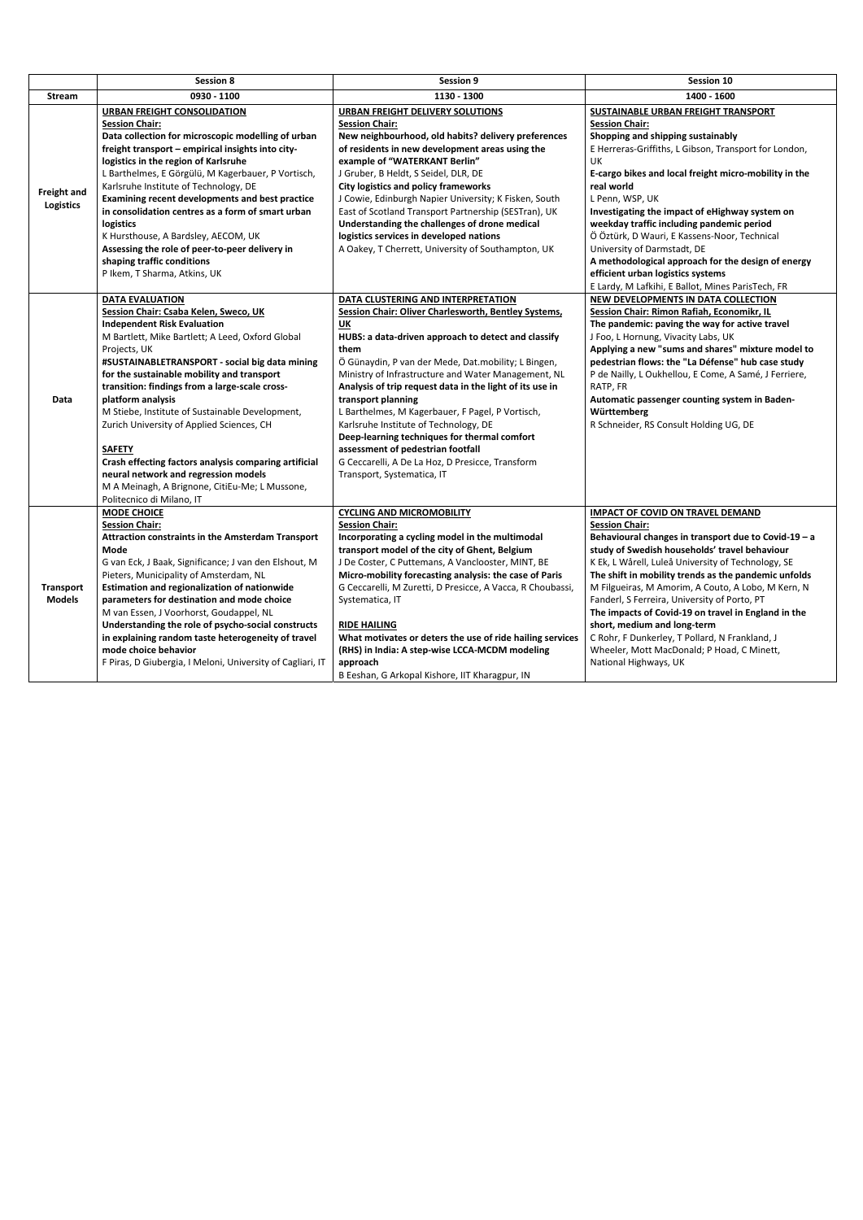| | Session 8 | Session 9 | Session 10 |
|---|---|---|---|
| **Stream** | **0930 - 1100** | **1130 - 1300** | **1400 - 1600** |
| **Freight and Logistics** | **URBAN FREIGHT CONSOLIDATION**<br>**Session Chair:**<br>**Data collection for microscopic modelling of urban freight transport – empirical insights into city-logistics in the region of Karlsruhe**<br>L Barthelmes, E Görgülü, M Kagerbauer, P Vortisch, Karlsruhe Institute of Technology, DE<br>**Examining recent developments and best practice in consolidation centres as a form of smart urban logistics**<br>K Hursthouse, A Bardsley, AECOM, UK<br>**Assessing the role of peer-to-peer delivery in shaping traffic conditions**<br>P Ikem, T Sharma, Atkins, UK | **URBAN FREIGHT DELIVERY SOLUTIONS**<br>**Session Chair:**<br>**New neighbourhood, old habits? delivery preferences of residents in new development areas using the example of "WATERKANT Berlin"**<br>J Gruber, B Heldt, S Seidel, DLR, DE<br>**City logistics and policy frameworks**<br>J Cowie, Edinburgh Napier University; K Fisken, South East of Scotland Transport Partnership (SESTran), UK<br>**Understanding the challenges of drone medical logistics services in developed nations**<br>A Oakey, T Cherrett, University of Southampton, UK | **SUSTAINABLE URBAN FREIGHT TRANSPORT**<br>**Session Chair:**<br>**Shopping and shipping sustainably**<br>E Herreras-Griffiths, L Gibson, Transport for London, UK<br>**E-cargo bikes and local freight micro-mobility in the real world**<br>L Penn, WSP, UK<br>**Investigating the impact of eHighway system on weekday traffic including pandemic period**<br>Ö Öztürk, D Wauri, E Kassens-Noor, Technical University of Darmstadt, DE<br>**A methodological approach for the design of energy efficient urban logistics systems**<br>E Lardy, M Lafkihi, E Ballot, Mines ParisTech, FR |
| **Data** | **DATA EVALUATION**<br>**Session Chair: Csaba Kelen, Sweco, UK**<br>**Independent Risk Evaluation**<br>M Bartlett, Mike Bartlett; A Leed, Oxford Global Projects, UK<br>**#SUSTAINABLETRANSPORT - social big data mining for the sustainable mobility and transport transition: findings from a large-scale cross-platform analysis**<br>M Stiebe, Institute of Sustainable Development, Zurich University of Applied Sciences, CH<br><br>**SAFETY**<br>**Crash effecting factors analysis comparing artificial neural network and regression models**<br>M A Meinagh, A Brignone, CitiEu-Me; L Mussone, Politecnico di Milano, IT | **DATA CLUSTERING AND INTERPRETATION**<br>**Session Chair: Oliver Charlesworth, Bentley Systems, UK**<br>**HUBS: a data-driven approach to detect and classify them**<br>Ö Günaydin, P van der Mede, Dat.mobility; L Bingen, Ministry of Infrastructure and Water Management, NL<br>**Analysis of trip request data in the light of its use in transport planning**<br>L Barthelmes, M Kagerbauer, F Pagel, P Vortisch, Karlsruhe Institute of Technology, DE<br>**Deep-learning techniques for thermal comfort assessment of pedestrian footfall**<br>G Ceccarelli, A De La Hoz, D Presicce, Transform Transport, Systematica, IT | **NEW DEVELOPMENTS IN DATA COLLECTION**<br>**Session Chair: Rimon Rafiah, Economikr, IL**<br>**The pandemic: paving the way for active travel**<br>J Foo, L Hornung, Vivacity Labs, UK<br>**Applying a new "sums and shares" mixture model to pedestrian flows: the "La Défense" hub case study**<br>P de Nailly, L Oukhellou, E Come, A Samé, J Ferriere, RATP, FR<br>**Automatic passenger counting system in Baden-Württemberg**<br>R Schneider, RS Consult Holding UG, DE |
| **Transport Models** | **MODE CHOICE**<br>**Session Chair:**<br>**Attraction constraints in the Amsterdam Transport Mode**<br>G van Eck, J Baak, Significance; J van den Elshout, M Pieters, Municipality of Amsterdam, NL<br>**Estimation and regionalization of nationwide parameters for destination and mode choice**<br>M van Essen, J Voorhorst, Goudappel, NL<br>**Understanding the role of psycho-social constructs in explaining random taste heterogeneity of travel mode choice behavior**<br>F Piras, D Giubergia, I Meloni, University of Cagliari, IT | **CYCLING AND MICROMOBILITY**<br>**Session Chair:**<br>**Incorporating a cycling model in the multimodal transport model of the city of Ghent, Belgium**<br>J De Coster, C Puttemans, A Vanclooster, MINT, BE<br>**Micro-mobility forecasting analysis: the case of Paris**<br>G Ceccarelli, M Zuretti, D Presicce, A Vacca, R Choubassi, Systematica, IT<br><br>**RIDE HAILING**<br>**What motivates or deters the use of ride hailing services (RHS) in India: A step-wise LCCA-MCDM modeling approach**<br>B Eeshan, G Arkopal Kishore, IIT Kharagpur, IN | **IMPACT OF COVID ON TRAVEL DEMAND**<br>**Session Chair:**<br>**Behavioural changes in transport due to Covid-19 – a study of Swedish households' travel behaviour**<br>K Ek, L Wårell, Luleå University of Technology, SE<br>**The shift in mobility trends as the pandemic unfolds**<br>M Filgueiras, M Amorim, A Couto, A Lobo, M Kern, N Fanderl, S Ferreira, University of Porto, PT<br>**The impacts of Covid-19 on travel in England in the short, medium and long-term**<br>C Rohr, F Dunkerley, T Pollard, N Frankland, J Wheeler, Mott MacDonald; P Hoad, C Minett, National Highways, UK |